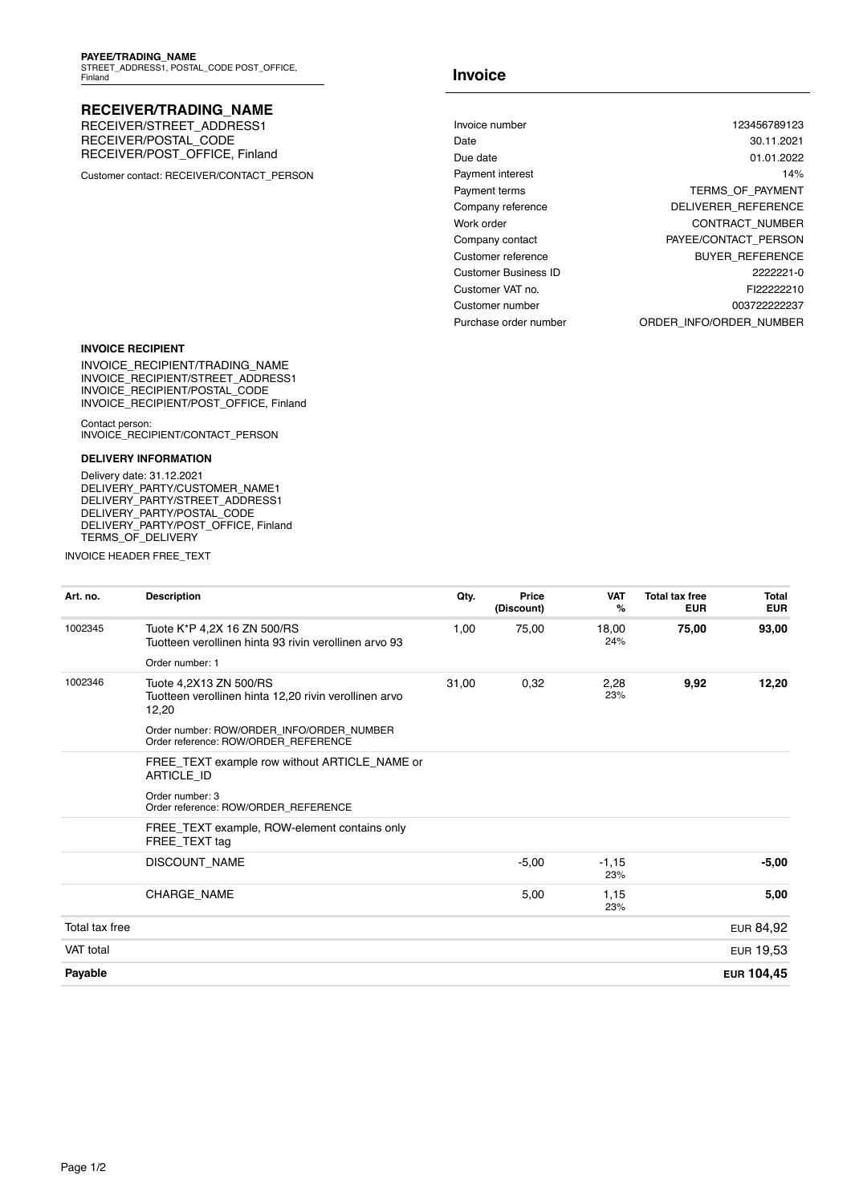**PAYEE/TRADING_NAME**
STREET_ADDRESS1, POSTAL_CODE POST_OFFICE, Finland

## Invoice

**RECEIVER/TRADING_NAME**
RECEIVER/STREET_ADDRESS1
RECEIVER/POSTAL_CODE
RECEIVER/POST_OFFICE, Finland

Customer contact: RECEIVER/CONTACT_PERSON

| | |
|---|---|
| Invoice number | 123456789123 |
| Date | 30.11.2021 |
| Due date | 01.01.2022 |
| Payment interest | 14% |
| Payment terms | TERMS_OF_PAYMENT |
| Company reference | DELIVERER_REFERENCE |
| Work order | CONTRACT_NUMBER |
| Company contact | PAYEE/CONTACT_PERSON |
| Customer reference | BUYER_REFERENCE |
| Customer Business ID | 2222221-0 |
| Customer VAT no. | FI22222210 |
| Customer number | 003722222237 |
| Purchase order number | ORDER_INFO/ORDER_NUMBER |

**INVOICE RECIPIENT**

INVOICE_RECIPIENT/TRADING_NAME
INVOICE_RECIPIENT/STREET_ADDRESS1
INVOICE_RECIPIENT/POSTAL_CODE
INVOICE_RECIPIENT/POST_OFFICE, Finland

Contact person:
INVOICE_RECIPIENT/CONTACT_PERSON

**DELIVERY INFORMATION**

Delivery date: 31.12.2021
DELIVERY_PARTY/CUSTOMER_NAME1
DELIVERY_PARTY/STREET_ADDRESS1
DELIVERY_PARTY/POSTAL_CODE
DELIVERY_PARTY/POST_OFFICE, Finland
TERMS_OF_DELIVERY

INVOICE HEADER FREE_TEXT

| Art. no. | Description | Qty. | Price (Discount) | VAT % | Total tax free EUR | Total EUR |
|---|---|---|---|---|---|---|
| 1002345 | Tuote K*P 4,2X 16 ZN 500/RS<br>Tuotteen verollinen hinta 93 rivin verollinen arvo 93<br>Order number: 1 | 1,00 | 75,00 | 18,00<br>24% | **75,00** | **93,00** |
| 1002346 | Tuote 4,2X13 ZN 500/RS<br>Tuotteen verollinen hinta 12,20 rivin verollinen arvo 12,20<br>Order number: ROW/ORDER_INFO/ORDER_NUMBER<br>Order reference: ROW/ORDER_REFERENCE | 31,00 | 0,32 | 2,28<br>23% | **9,92** | **12,20** |
| | FREE_TEXT example row without ARTICLE_NAME or ARTICLE_ID<br>Order number: 3<br>Order reference: ROW/ORDER_REFERENCE | | | | | |
| | FREE_TEXT example, ROW-element contains only FREE_TEXT tag | | | | | |
| | DISCOUNT_NAME | | -5,00 | -1,15<br>23% | | **-5,00** |
| | CHARGE_NAME | | 5,00 | 1,15<br>23% | | **5,00** |
| Total tax free | | | | | | EUR 84,92 |
| VAT total | | | | | | EUR 19,53 |
| **Payable** | | | | | | **EUR 104,45** |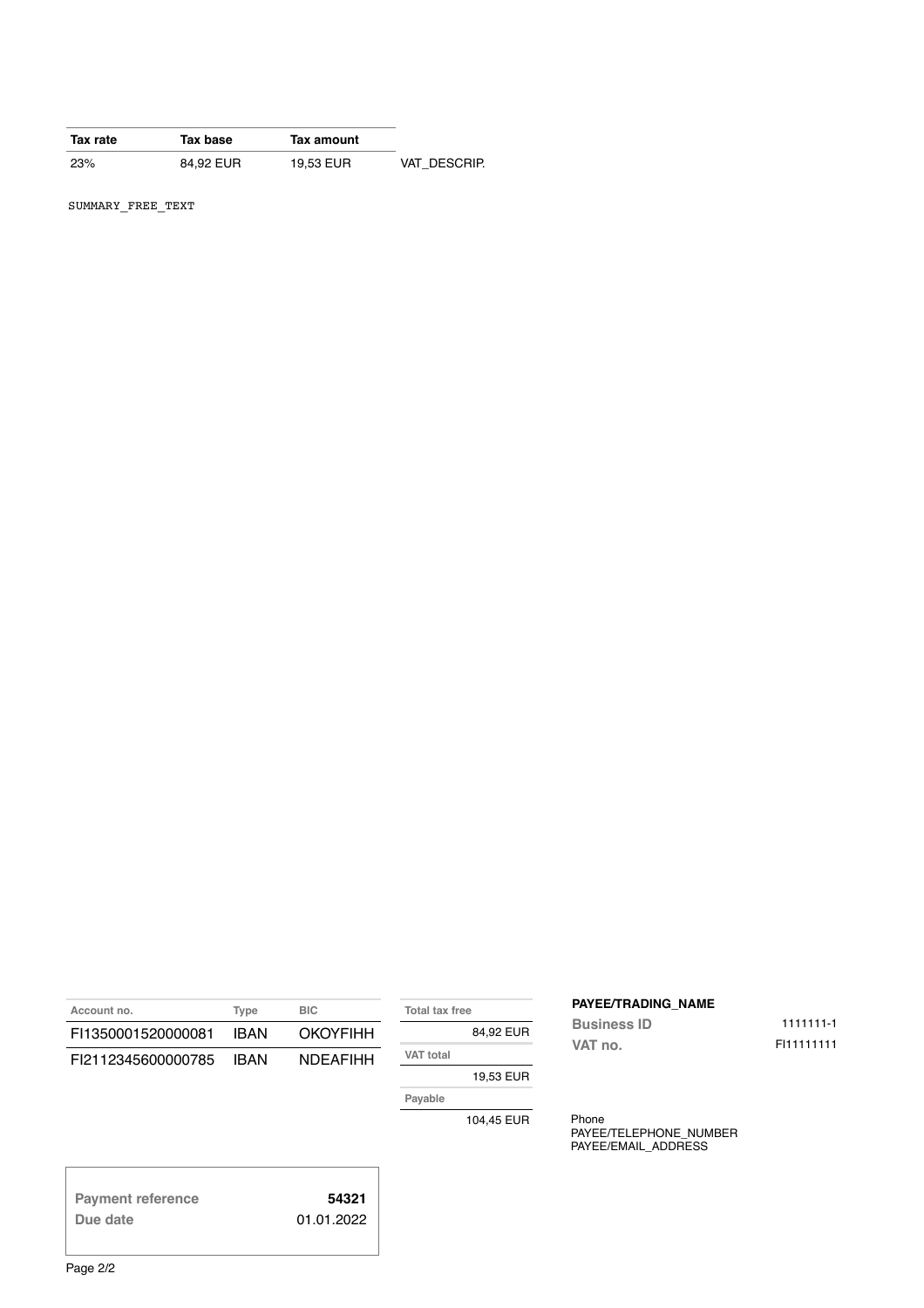| Tax rate | Tax base | Tax amount | |
|---|---|---|---|
| 23% | 84,92 EUR | 19,53 EUR | VAT_DESCRIP. |

SUMMARY_FREE_TEXT

| Account no. | Type | BIC |
|---|---|---|
| FI1350001520000081 | IBAN | OKOYFIHH |
| FI2112345600000785 | IBAN | NDEAFIHH |

| | |
|---|---|
| Total tax free | 84,92 EUR |
| VAT total | 19,53 EUR |
| Payable | 104,45 EUR |

**PAYEE/TRADING_NAME**

| | |
|---|---|
| **Business ID** | 1111111-1 |
| **VAT no.** | FI11111111 |

Phone
PAYEE/TELEPHONE_NUMBER
PAYEE/EMAIL_ADDRESS

| | |
|---|---|
| **Payment reference** | **54321** |
| **Due date** | 01.01.2022 |